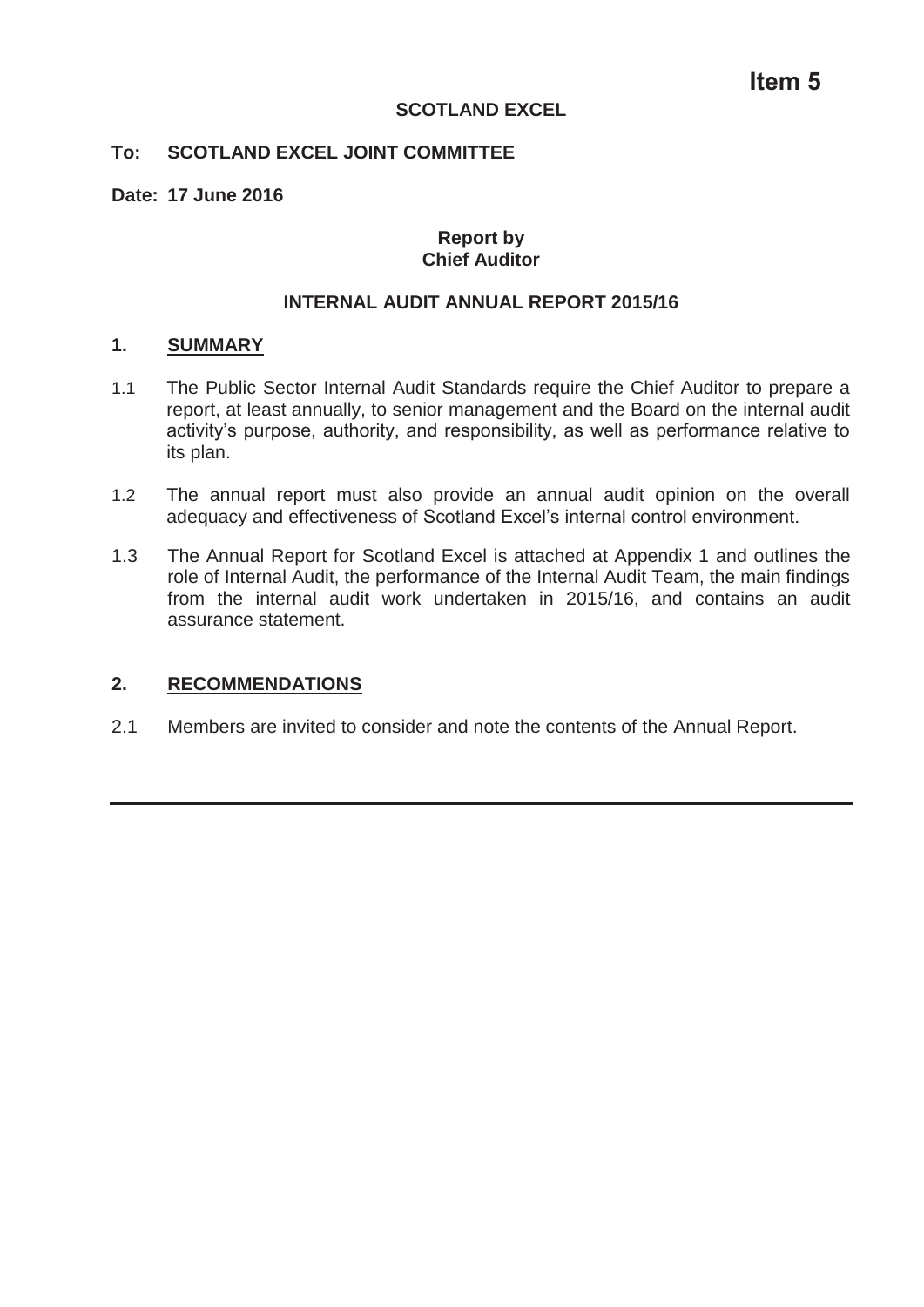**Item 5**

**SCOTLAND EXCEL**

**To: SCOTLAND EXCEL JOINT COMMITTEE**

**Date: 17 June 2016**

**Report by**
**Chief Auditor**

**INTERNAL AUDIT ANNUAL REPORT 2015/16**

## 1. SUMMARY

1.1 The Public Sector Internal Audit Standards require the Chief Auditor to prepare a report, at least annually, to senior management and the Board on the internal audit activity's purpose, authority, and responsibility, as well as performance relative to its plan.

1.2 The annual report must also provide an annual audit opinion on the overall adequacy and effectiveness of Scotland Excel's internal control environment.

1.3 The Annual Report for Scotland Excel is attached at Appendix 1 and outlines the role of Internal Audit, the performance of the Internal Audit Team, the main findings from the internal audit work undertaken in 2015/16, and contains an audit assurance statement.

## 2. RECOMMENDATIONS

2.1 Members are invited to consider and note the contents of the Annual Report.

---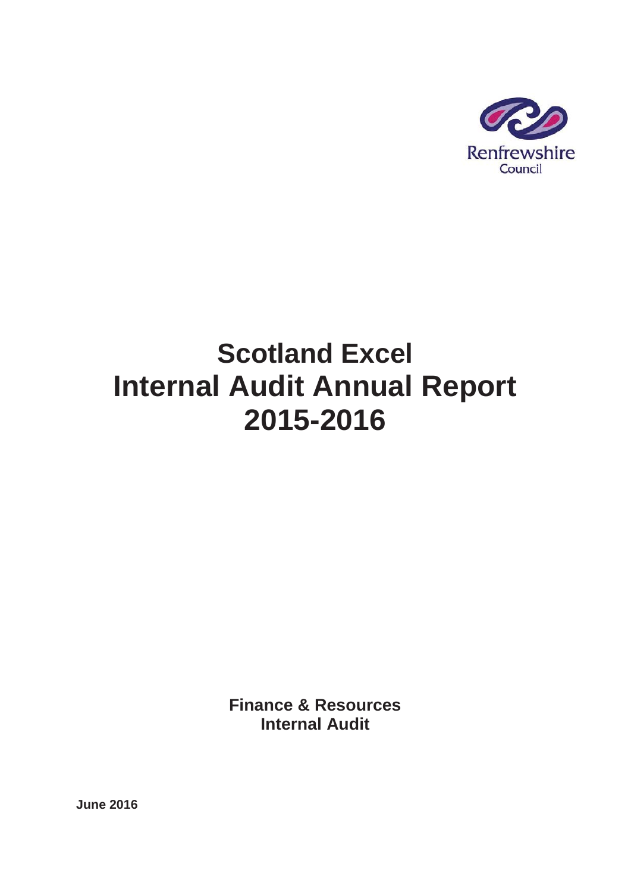Renfrewshire Council

# Scotland Excel
# Internal Audit Annual Report
# 2015-2016

**Finance & Resources**
**Internal Audit**

**June 2016**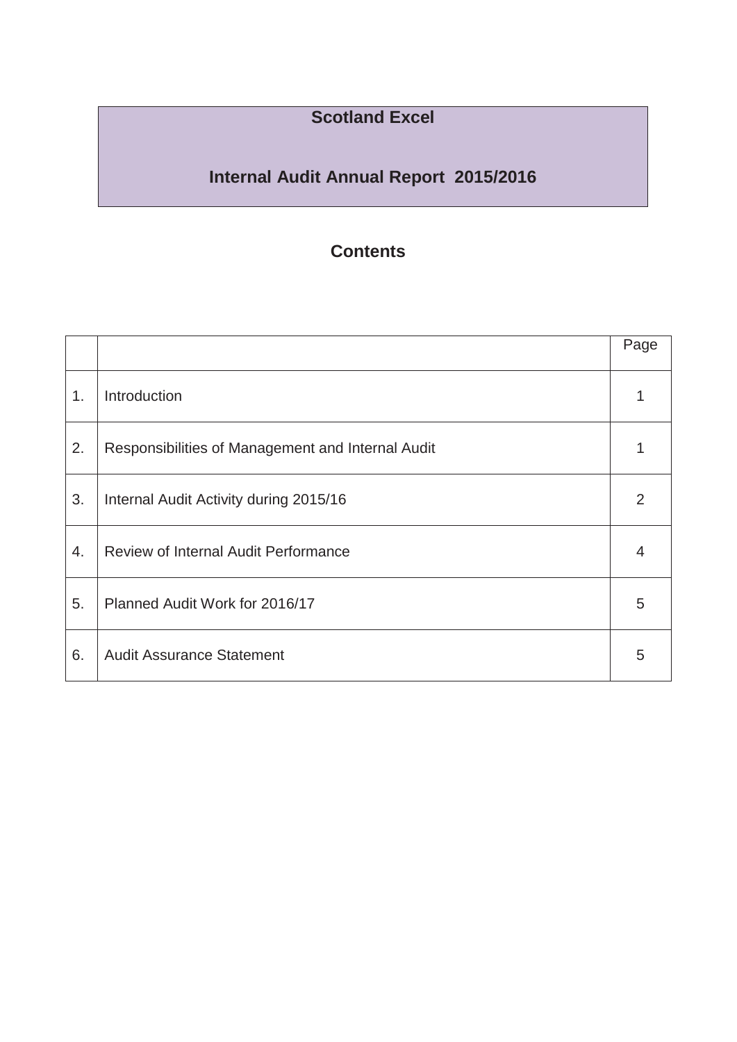# Scotland Excel

## Internal Audit Annual Report 2015/2016

## Contents

| | | Page |
|---|---|---|
| 1. | Introduction | 1 |
| 2. | Responsibilities of Management and Internal Audit | 1 |
| 3. | Internal Audit Activity during 2015/16 | 2 |
| 4. | Review of Internal Audit Performance | 4 |
| 5. | Planned Audit Work for 2016/17 | 5 |
| 6. | Audit Assurance Statement | 5 |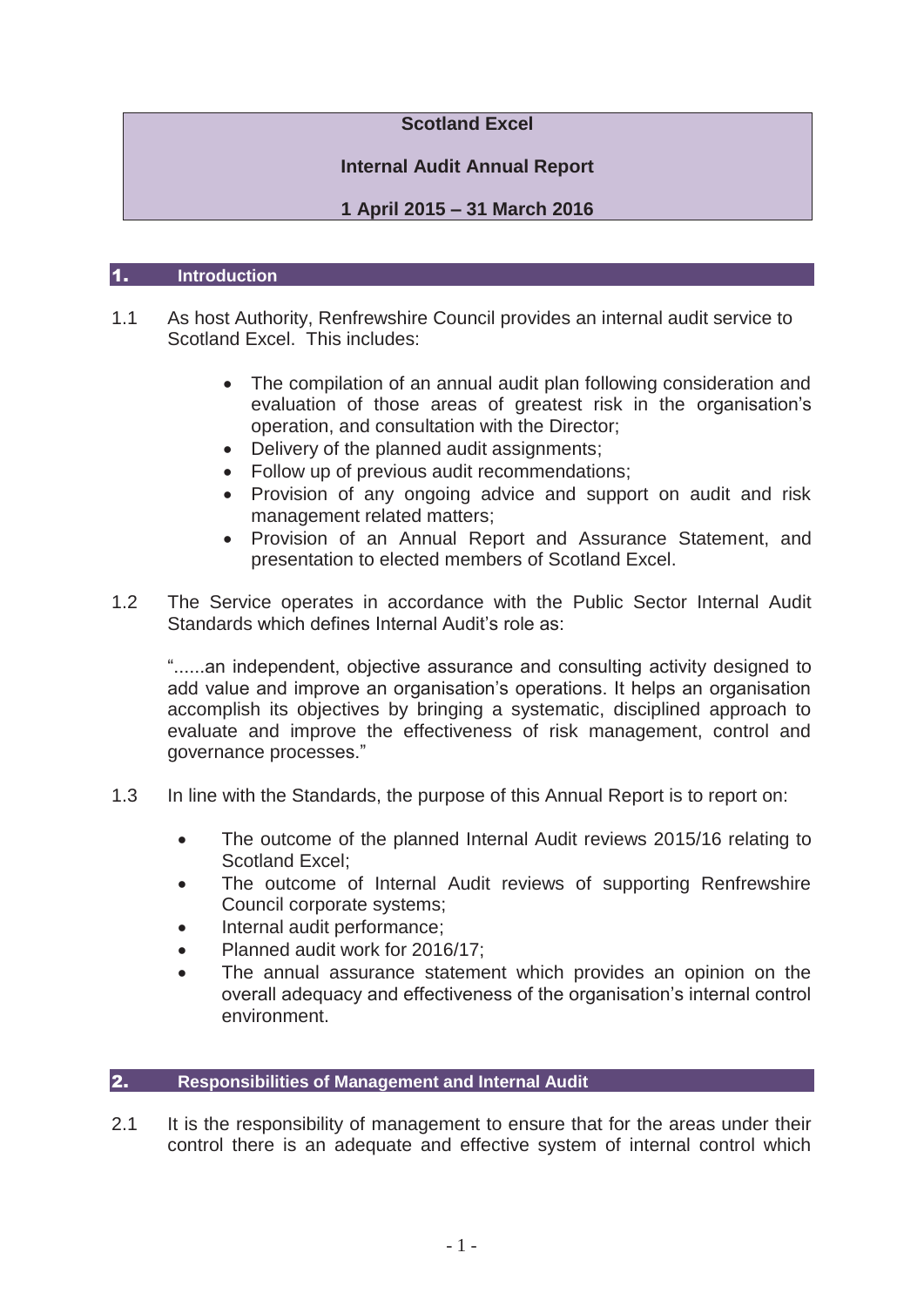**Scotland Excel**

**Internal Audit Annual Report**

**1 April 2015 – 31 March 2016**

## 1. Introduction

1.1 As host Authority, Renfrewshire Council provides an internal audit service to Scotland Excel. This includes:

- The compilation of an annual audit plan following consideration and evaluation of those areas of greatest risk in the organisation's operation, and consultation with the Director;
- Delivery of the planned audit assignments;
- Follow up of previous audit recommendations;
- Provision of any ongoing advice and support on audit and risk management related matters;
- Provision of an Annual Report and Assurance Statement, and presentation to elected members of Scotland Excel.

1.2 The Service operates in accordance with the Public Sector Internal Audit Standards which defines Internal Audit's role as:

"......an independent, objective assurance and consulting activity designed to add value and improve an organisation's operations. It helps an organisation accomplish its objectives by bringing a systematic, disciplined approach to evaluate and improve the effectiveness of risk management, control and governance processes."

1.3 In line with the Standards, the purpose of this Annual Report is to report on:

- The outcome of the planned Internal Audit reviews 2015/16 relating to Scotland Excel;
- The outcome of Internal Audit reviews of supporting Renfrewshire Council corporate systems;
- Internal audit performance;
- Planned audit work for 2016/17;
- The annual assurance statement which provides an opinion on the overall adequacy and effectiveness of the organisation's internal control environment.

## 2. Responsibilities of Management and Internal Audit

2.1 It is the responsibility of management to ensure that for the areas under their control there is an adequate and effective system of internal control which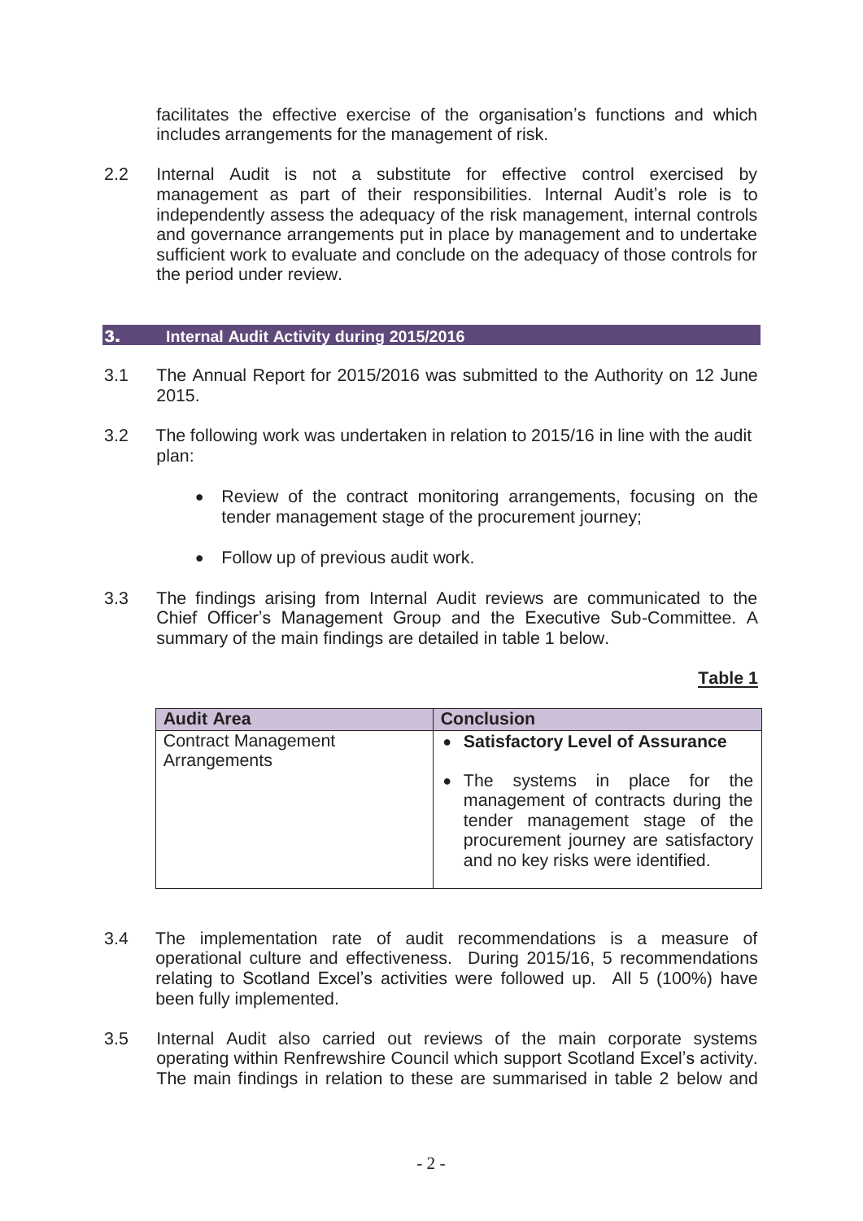facilitates the effective exercise of the organisation's functions and which includes arrangements for the management of risk.

2.2 Internal Audit is not a substitute for effective control exercised by management as part of their responsibilities. Internal Audit's role is to independently assess the adequacy of the risk management, internal controls and governance arrangements put in place by management and to undertake sufficient work to evaluate and conclude on the adequacy of those controls for the period under review.

## 3. Internal Audit Activity during 2015/2016

3.1 The Annual Report for 2015/2016 was submitted to the Authority on 12 June 2015.

3.2 The following work was undertaken in relation to 2015/16 in line with the audit plan:

- Review of the contract monitoring arrangements, focusing on the tender management stage of the procurement journey;
- Follow up of previous audit work.

3.3 The findings arising from Internal Audit reviews are communicated to the Chief Officer's Management Group and the Executive Sub-Committee. A summary of the main findings are detailed in table 1 below.

**Table 1**

| Audit Area | Conclusion |
|---|---|
| Contract Management Arrangements | • **Satisfactory Level of Assurance**<br>• The systems in place for the management of contracts during the tender management stage of the procurement journey are satisfactory and no key risks were identified. |

3.4 The implementation rate of audit recommendations is a measure of operational culture and effectiveness. During 2015/16, 5 recommendations relating to Scotland Excel's activities were followed up. All 5 (100%) have been fully implemented.

3.5 Internal Audit also carried out reviews of the main corporate systems operating within Renfrewshire Council which support Scotland Excel's activity. The main findings in relation to these are summarised in table 2 below and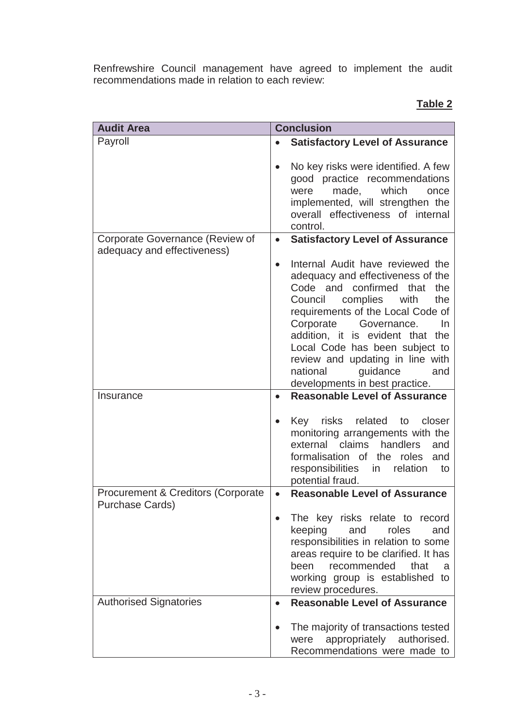Renfrewshire Council management have agreed to implement the audit recommendations made in relation to each review:

**Table 2**

| Audit Area | Conclusion |
| --- | --- |
| Payroll | • **Satisfactory Level of Assurance**<br><br>• No key risks were identified. A few good practice recommendations were made, which once implemented, will strengthen the overall effectiveness of internal control. |
| Corporate Governance (Review of adequacy and effectiveness) | • **Satisfactory Level of Assurance**<br><br>• Internal Audit have reviewed the adequacy and effectiveness of the Code and confirmed that the Council complies with the requirements of the Local Code of Corporate Governance. In addition, it is evident that the Local Code has been subject to review and updating in line with national guidance and developments in best practice. |
| Insurance | • **Reasonable Level of Assurance**<br><br>• Key risks related to closer monitoring arrangements with the external claims handlers and formalisation of the roles and responsibilities in relation to potential fraud. |
| Procurement & Creditors (Corporate Purchase Cards) | • **Reasonable Level of Assurance**<br><br>• The key risks relate to record keeping and roles and responsibilities in relation to some areas require to be clarified. It has been recommended that a working group is established to review procedures. |
| Authorised Signatories | • **Reasonable Level of Assurance**<br><br>• The majority of transactions tested were appropriately authorised. Recommendations were made to |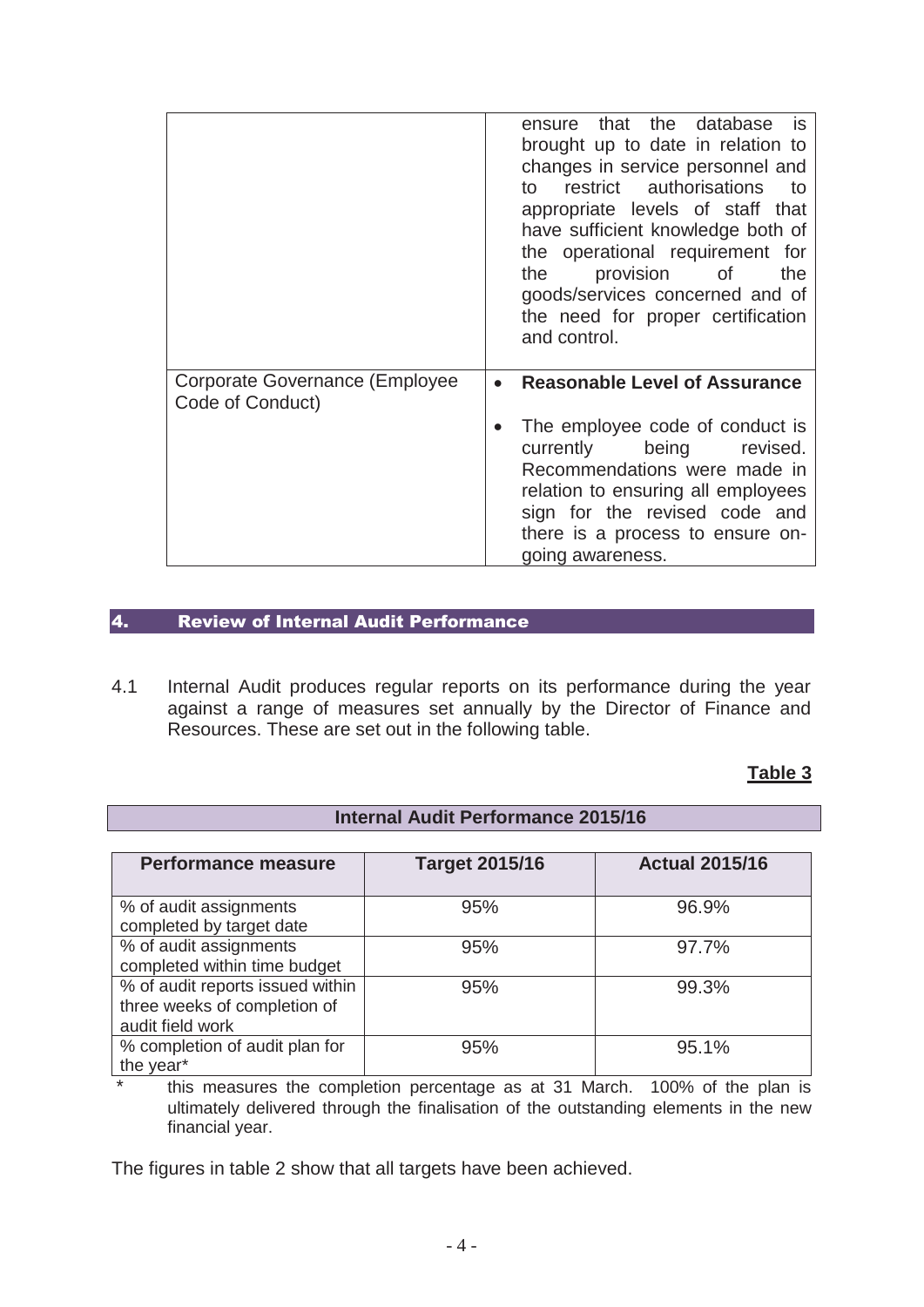| | |
|---|---|
| | ensure that the database is brought up to date in relation to changes in service personnel and to restrict authorisations to appropriate levels of staff that have sufficient knowledge both of the operational requirement for the provision of the goods/services concerned and of the need for proper certification and control. |
| Corporate Governance (Employee Code of Conduct) | • **Reasonable Level of Assurance**<br><br>• The employee code of conduct is currently being revised. Recommendations were made in relation to ensuring all employees sign for the revised code and there is a process to ensure on-going awareness. |

## 4. Review of Internal Audit Performance

4.1 Internal Audit produces regular reports on its performance during the year against a range of measures set annually by the Director of Finance and Resources. These are set out in the following table.

**Table 3**

**Internal Audit Performance 2015/16**

| Performance measure | Target 2015/16 | Actual 2015/16 |
|---|---|---|
| % of audit assignments completed by target date | 95% | 96.9% |
| % of audit assignments completed within time budget | 95% | 97.7% |
| % of audit reports issued within three weeks of completion of audit field work | 95% | 99.3% |
| % completion of audit plan for the year* | 95% | 95.1% |

\* this measures the completion percentage as at 31 March. 100% of the plan is ultimately delivered through the finalisation of the outstanding elements in the new financial year.

The figures in table 2 show that all targets have been achieved.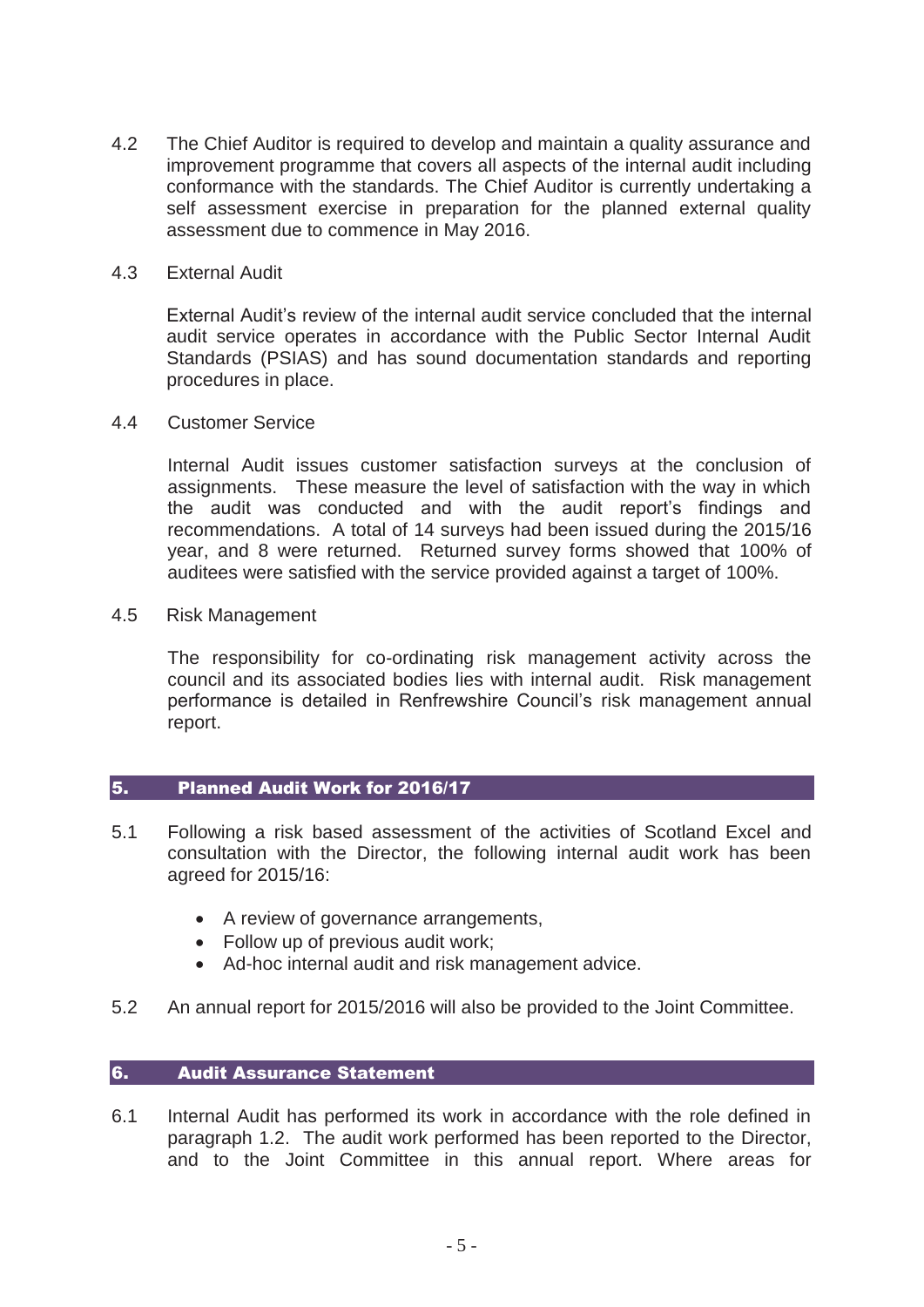4.2 The Chief Auditor is required to develop and maintain a quality assurance and improvement programme that covers all aspects of the internal audit including conformance with the standards. The Chief Auditor is currently undertaking a self assessment exercise in preparation for the planned external quality assessment due to commence in May 2016.

4.3 External Audit

External Audit's review of the internal audit service concluded that the internal audit service operates in accordance with the Public Sector Internal Audit Standards (PSIAS) and has sound documentation standards and reporting procedures in place.

4.4 Customer Service

Internal Audit issues customer satisfaction surveys at the conclusion of assignments. These measure the level of satisfaction with the way in which the audit was conducted and with the audit report's findings and recommendations. A total of 14 surveys had been issued during the 2015/16 year, and 8 were returned. Returned survey forms showed that 100% of auditees were satisfied with the service provided against a target of 100%.

4.5 Risk Management

The responsibility for co-ordinating risk management activity across the council and its associated bodies lies with internal audit. Risk management performance is detailed in Renfrewshire Council's risk management annual report.

## 5. Planned Audit Work for 2016/17

5.1 Following a risk based assessment of the activities of Scotland Excel and consultation with the Director, the following internal audit work has been agreed for 2015/16:

- A review of governance arrangements,
- Follow up of previous audit work;
- Ad-hoc internal audit and risk management advice.

5.2 An annual report for 2015/2016 will also be provided to the Joint Committee.

## 6. Audit Assurance Statement

6.1 Internal Audit has performed its work in accordance with the role defined in paragraph 1.2. The audit work performed has been reported to the Director, and to the Joint Committee in this annual report. Where areas for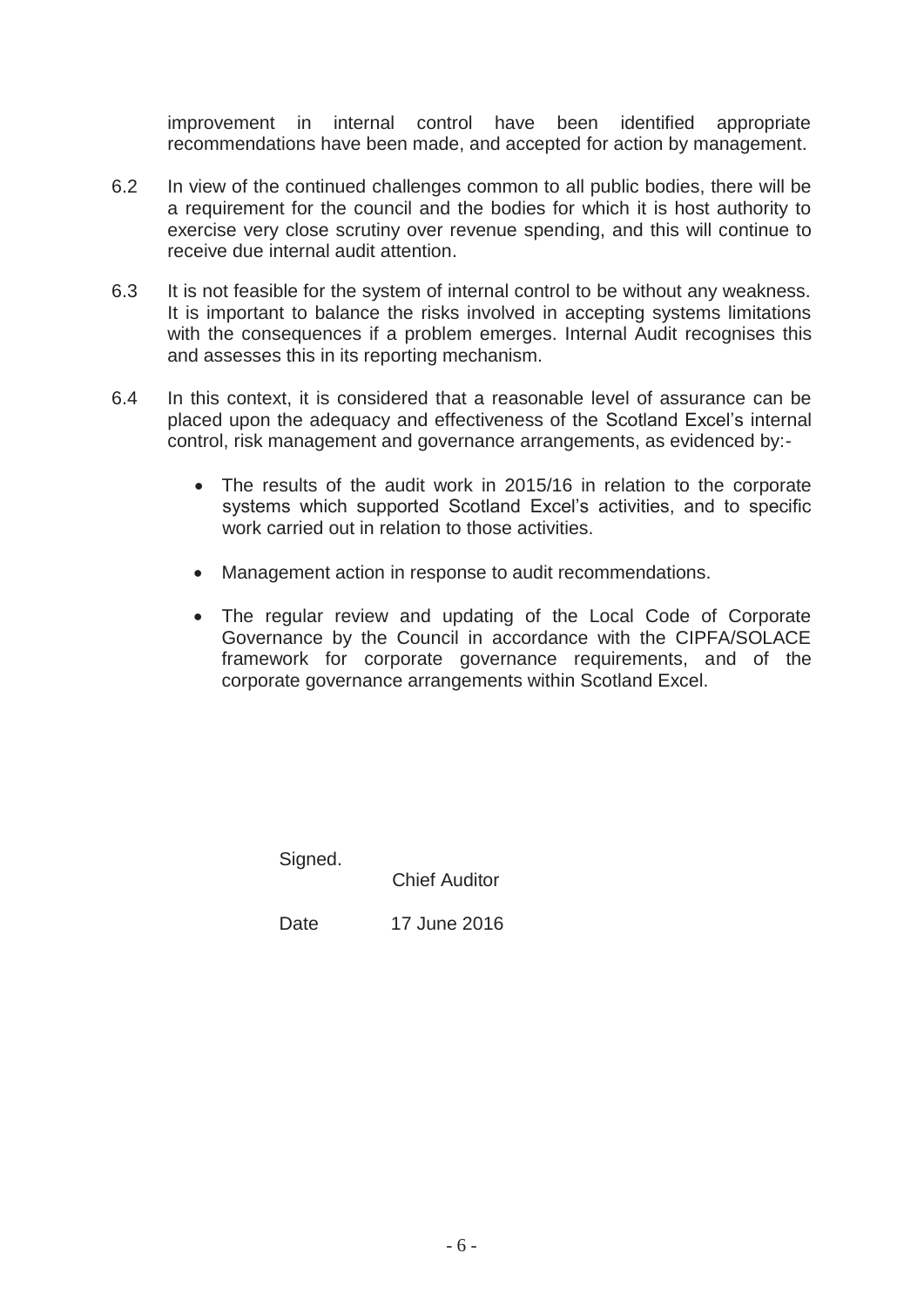improvement in internal control have been identified appropriate recommendations have been made, and accepted for action by management.

6.2 In view of the continued challenges common to all public bodies, there will be a requirement for the council and the bodies for which it is host authority to exercise very close scrutiny over revenue spending, and this will continue to receive due internal audit attention.

6.3 It is not feasible for the system of internal control to be without any weakness. It is important to balance the risks involved in accepting systems limitations with the consequences if a problem emerges. Internal Audit recognises this and assesses this in its reporting mechanism.

6.4 In this context, it is considered that a reasonable level of assurance can be placed upon the adequacy and effectiveness of the Scotland Excel's internal control, risk management and governance arrangements, as evidenced by:-

- The results of the audit work in 2015/16 in relation to the corporate systems which supported Scotland Excel's activities, and to specific work carried out in relation to those activities.

- Management action in response to audit recommendations.

- The regular review and updating of the Local Code of Corporate Governance by the Council in accordance with the CIPFA/SOLACE framework for corporate governance requirements, and of the corporate governance arrangements within Scotland Excel.

Signed.

Chief Auditor

Date 17 June 2016